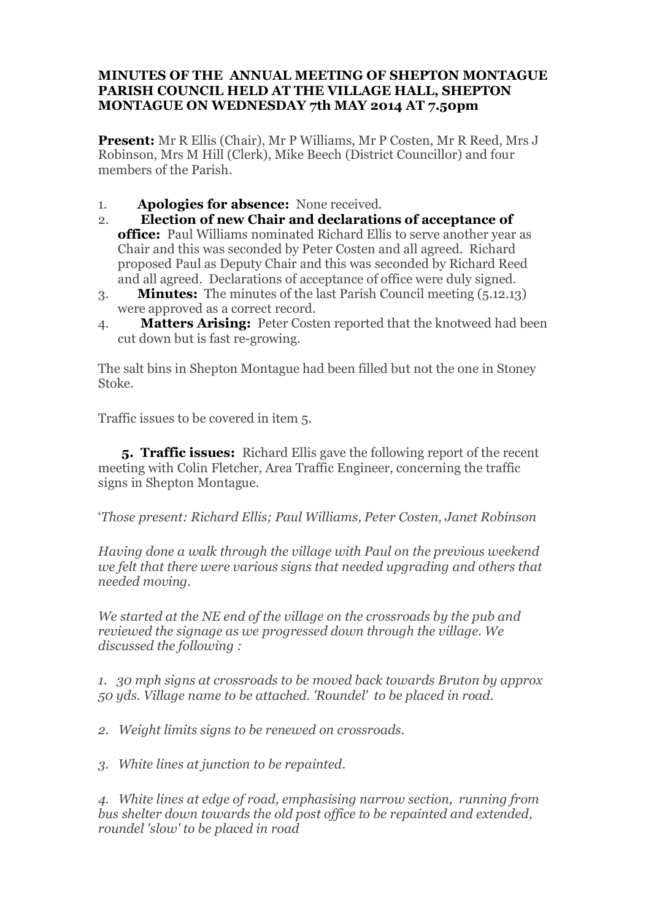**MINUTES OF THE ANNUAL MEETING OF SHEPTON MONTAGUE PARISH COUNCIL HELD AT THE VILLAGE HALL, SHEPTON MONTAGUE ON WEDNESDAY 7th MAY 2014 AT 7.50pm**

**Present:** Mr R Ellis (Chair), Mr P Williams, Mr P Costen, Mr R Reed, Mrs J Robinson, Mrs M Hill (Clerk), Mike Beech (District Councillor) and four members of the Parish.

1. **Apologies for absence:** None received.
2. **Election of new Chair and declarations of acceptance of office:** Paul Williams nominated Richard Ellis to serve another year as Chair and this was seconded by Peter Costen and all agreed. Richard proposed Paul as Deputy Chair and this was seconded by Richard Reed and all agreed. Declarations of acceptance of office were duly signed.
3. **Minutes:** The minutes of the last Parish Council meeting (5.12.13) were approved as a correct record.
4. **Matters Arising:** Peter Costen reported that the knotweed had been cut down but is fast re-growing.

The salt bins in Shepton Montague had been filled but not the one in Stoney Stoke.

Traffic issues to be covered in item 5.

**5. Traffic issues:** Richard Ellis gave the following report of the recent meeting with Colin Fletcher, Area Traffic Engineer, concerning the traffic signs in Shepton Montague.

'*Those present: Richard Ellis; Paul Williams, Peter Costen, Janet Robinson*

*Having done a walk through the village with Paul on the previous weekend we felt that there were various signs that needed upgrading and others that needed moving.*

*We started at the NE end of the village on the crossroads by the pub and reviewed the signage as we progressed down through the village. We discussed the following :*

*1. 30 mph signs at crossroads to be moved back towards Bruton by approx 50 yds. Village name to be attached. 'Roundel' to be placed in road.*

*2. Weight limits signs to be renewed on crossroads.*

*3. White lines at junction to be repainted.*

*4. White lines at edge of road, emphasising narrow section, running from bus shelter down towards the old post office to be repainted and extended, roundel 'slow' to be placed in road*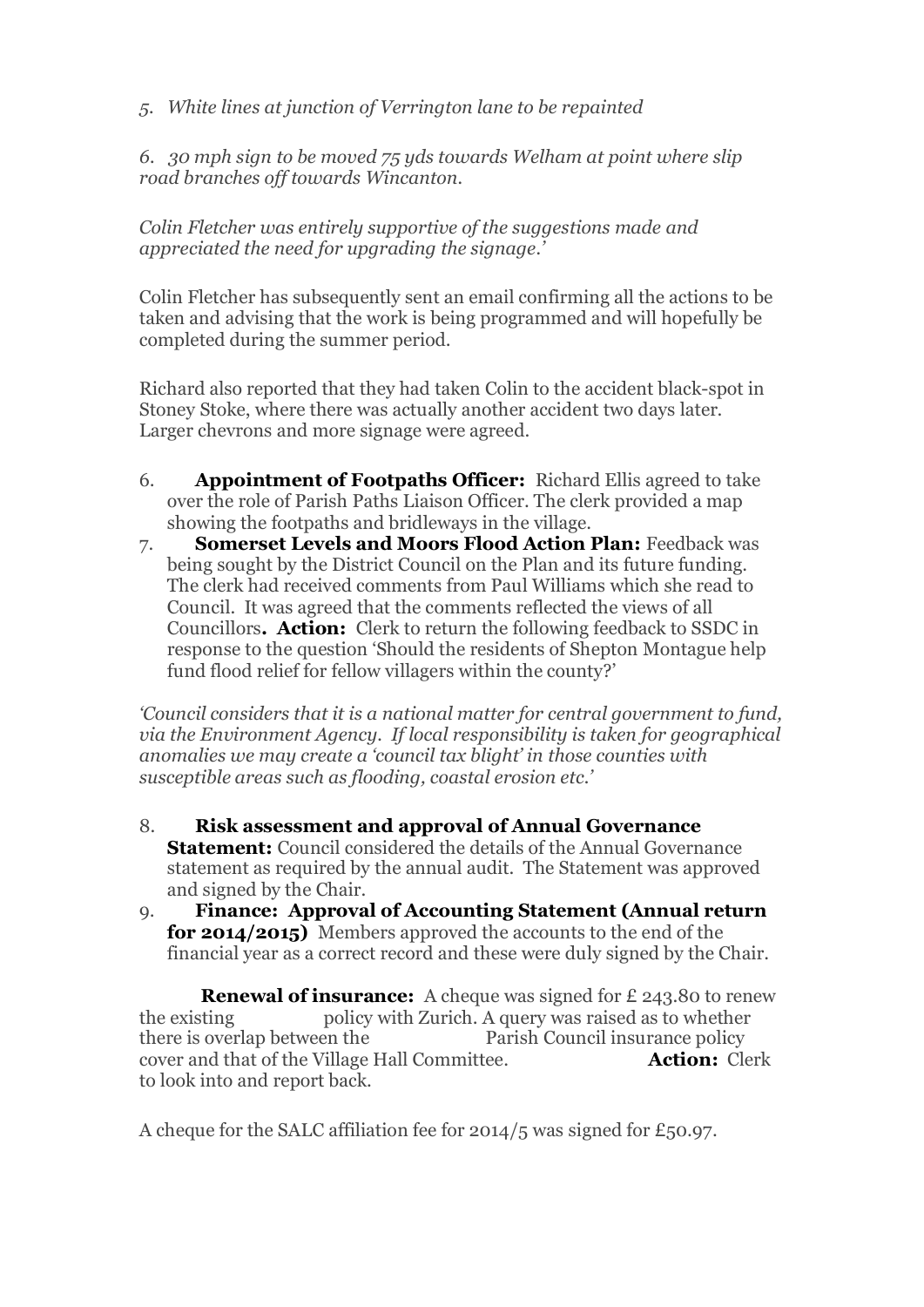*5. White lines at junction of Verrington lane to be repainted*

*6. 30 mph sign to be moved 75 yds towards Welham at point where slip road branches off towards Wincanton.*

*Colin Fletcher was entirely supportive of the suggestions made and appreciated the need for upgrading the signage.'*

Colin Fletcher has subsequently sent an email confirming all the actions to be taken and advising that the work is being programmed and will hopefully be completed during the summer period.

Richard also reported that they had taken Colin to the accident black-spot in Stoney Stoke, where there was actually another accident two days later. Larger chevrons and more signage were agreed.

6. **Appointment of Footpaths Officer:** Richard Ellis agreed to take over the role of Parish Paths Liaison Officer. The clerk provided a map showing the footpaths and bridleways in the village.
7. **Somerset Levels and Moors Flood Action Plan:** Feedback was being sought by the District Council on the Plan and its future funding. The clerk had received comments from Paul Williams which she read to Council. It was agreed that the comments reflected the views of all Councillors**. Action:** Clerk to return the following feedback to SSDC in response to the question 'Should the residents of Shepton Montague help fund flood relief for fellow villagers within the county?'

*'Council considers that it is a national matter for central government to fund, via the Environment Agency. If local responsibility is taken for geographical anomalies we may create a 'council tax blight' in those counties with susceptible areas such as flooding, coastal erosion etc.'*

8. **Risk assessment and approval of Annual Governance Statement:** Council considered the details of the Annual Governance statement as required by the annual audit. The Statement was approved and signed by the Chair.
9. **Finance: Approval of Accounting Statement (Annual return for 2014/2015)** Members approved the accounts to the end of the financial year as a correct record and these were duly signed by the Chair.

**Renewal of insurance:** A cheque was signed for £ 243.80 to renew the existing policy with Zurich. A query was raised as to whether there is overlap between the Parish Council insurance policy cover and that of the Village Hall Committee. **Action:** Clerk to look into and report back.

A cheque for the SALC affiliation fee for 2014/5 was signed for £50.97.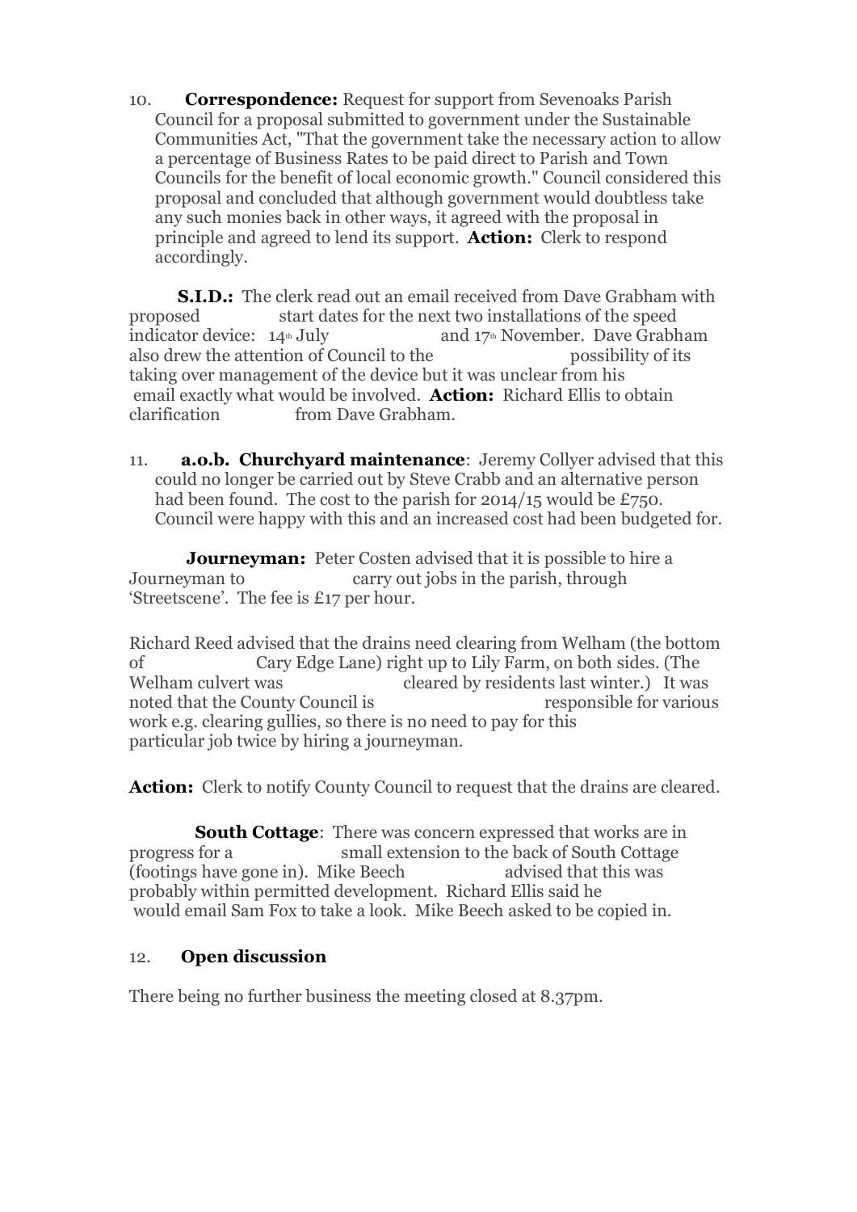10. **Correspondence:** Request for support from Sevenoaks Parish Council for a proposal submitted to government under the Sustainable Communities Act, "That the government take the necessary action to allow a percentage of Business Rates to be paid direct to Parish and Town Councils for the benefit of local economic growth." Council considered this proposal and concluded that although government would doubtless take any such monies back in other ways, it agreed with the proposal in principle and agreed to lend its support. **Action:** Clerk to respond accordingly.

**S.I.D.:** The clerk read out an email received from Dave Grabham with proposed start dates for the next two installations of the speed indicator device: 14th July and 17th November. Dave Grabham also drew the attention of Council to the possibility of its taking over management of the device but it was unclear from his email exactly what would be involved. **Action:** Richard Ellis to obtain clarification from Dave Grabham.

11. **a.o.b. Churchyard maintenance**: Jeremy Collyer advised that this could no longer be carried out by Steve Crabb and an alternative person had been found. The cost to the parish for 2014/15 would be £750. Council were happy with this and an increased cost had been budgeted for.

**Journeyman:** Peter Costen advised that it is possible to hire a Journeyman to carry out jobs in the parish, through 'Streetscene'. The fee is £17 per hour.

Richard Reed advised that the drains need clearing from Welham (the bottom of Cary Edge Lane) right up to Lily Farm, on both sides. (The Welham culvert was cleared by residents last winter.) It was noted that the County Council is responsible for various work e.g. clearing gullies, so there is no need to pay for this particular job twice by hiring a journeyman.

**Action:** Clerk to notify County Council to request that the drains are cleared.

**South Cottage**: There was concern expressed that works are in progress for a small extension to the back of South Cottage (footings have gone in). Mike Beech advised that this was probably within permitted development. Richard Ellis said he would email Sam Fox to take a look. Mike Beech asked to be copied in.

12. **Open discussion**

There being no further business the meeting closed at 8.37pm.